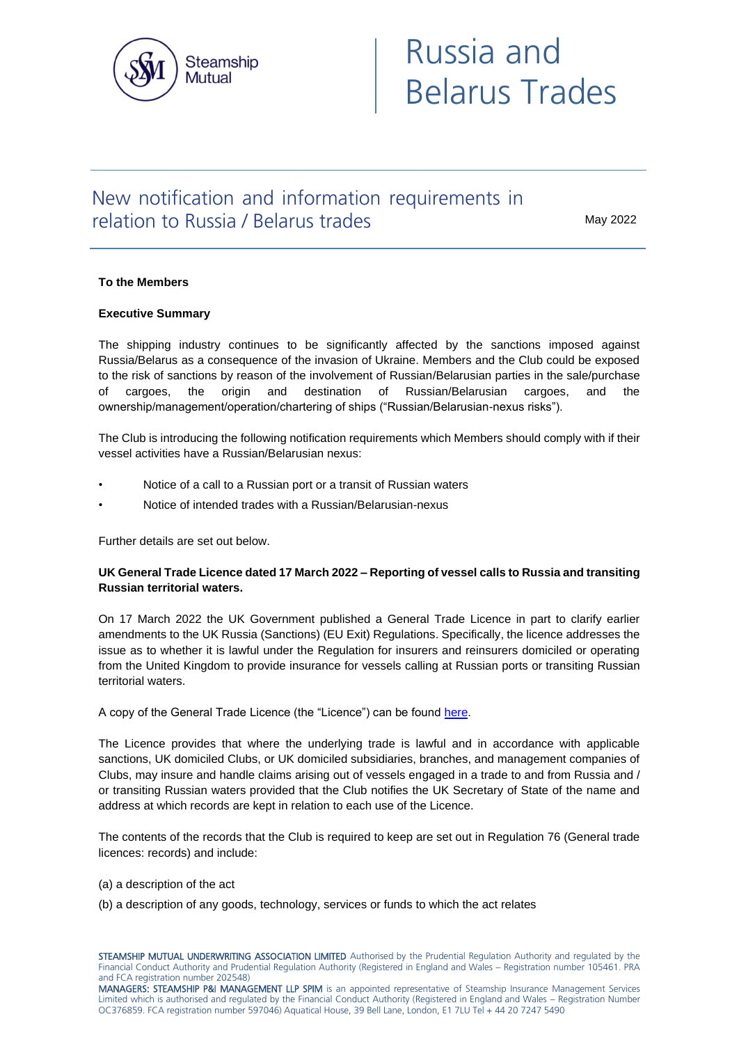# Russia and Belarus Trades

## New notification and information requirements in relation to Russia / Belarus trades

May 2022

**To the Members**

**Executive Summary**

The shipping industry continues to be significantly affected by the sanctions imposed against Russia/Belarus as a consequence of the invasion of Ukraine. Members and the Club could be exposed to the risk of sanctions by reason of the involvement of Russian/Belarusian parties in the sale/purchase of cargoes, the origin and destination of Russian/Belarusian cargoes, and the ownership/management/operation/chartering of ships ("Russian/Belarusian-nexus risks").

The Club is introducing the following notification requirements which Members should comply with if their vessel activities have a Russian/Belarusian nexus:

- Notice of a call to a Russian port or a transit of Russian waters
- Notice of intended trades with a Russian/Belarusian-nexus

Further details are set out below.

**UK General Trade Licence dated 17 March 2022 – Reporting of vessel calls to Russia and transiting Russian territorial waters.**

On 17 March 2022 the UK Government published a General Trade Licence in part to clarify earlier amendments to the UK Russia (Sanctions) (EU Exit) Regulations. Specifically, the licence addresses the issue as to whether it is lawful under the Regulation for insurers and reinsurers domiciled or operating from the United Kingdom to provide insurance for vessels calling at Russian ports or transiting Russian territorial waters.

A copy of the General Trade Licence (the "Licence") can be found here.

The Licence provides that where the underlying trade is lawful and in accordance with applicable sanctions, UK domiciled Clubs, or UK domiciled subsidiaries, branches, and management companies of Clubs, may insure and handle claims arising out of vessels engaged in a trade to and from Russia and / or transiting Russian waters provided that the Club notifies the UK Secretary of State of the name and address at which records are kept in relation to each use of the Licence.

The contents of the records that the Club is required to keep are set out in Regulation 76 (General trade licences: records) and include:

(a) a description of the act

(b) a description of any goods, technology, services or funds to which the act relates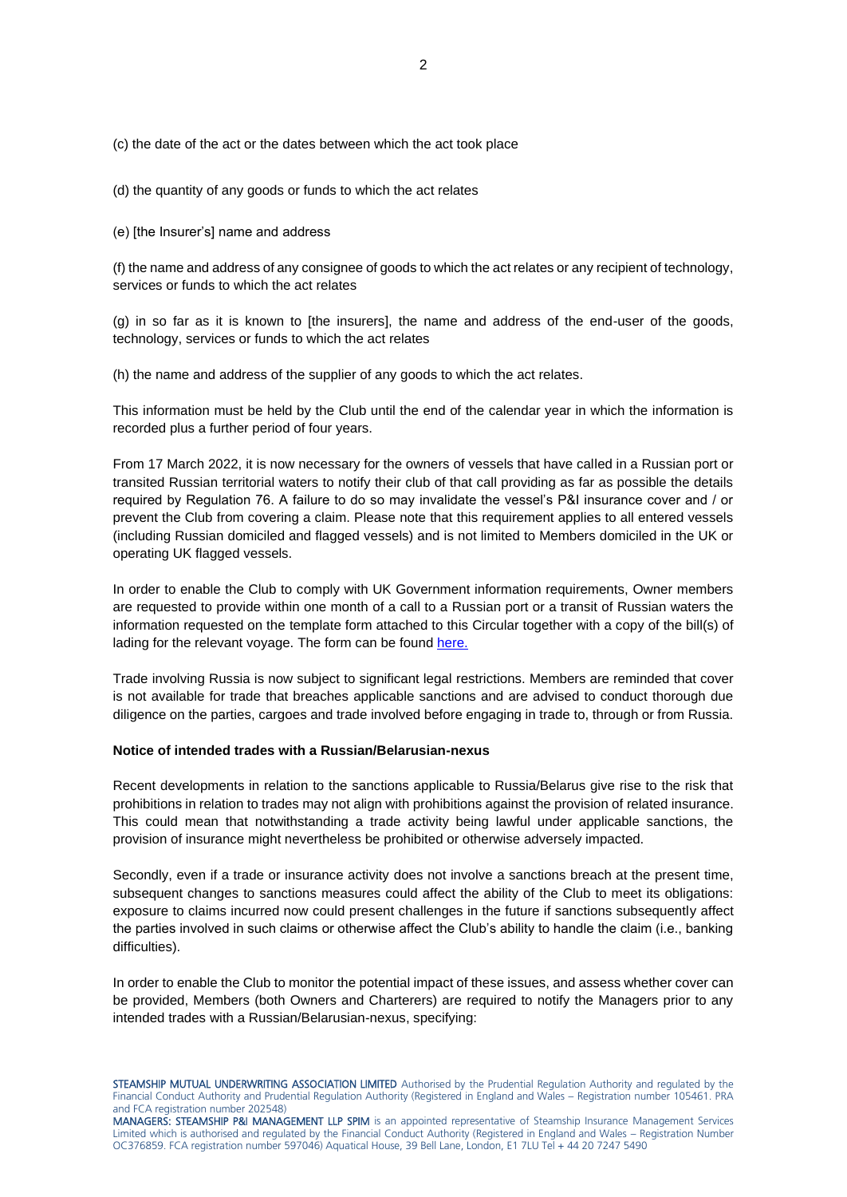(c) the date of the act or the dates between which the act took place

(d) the quantity of any goods or funds to which the act relates

(e) [the Insurer's] name and address

(f) the name and address of any consignee of goods to which the act relates or any recipient of technology, services or funds to which the act relates

(g) in so far as it is known to [the insurers], the name and address of the end-user of the goods, technology, services or funds to which the act relates

(h) the name and address of the supplier of any goods to which the act relates.

This information must be held by the Club until the end of the calendar year in which the information is recorded plus a further period of four years.

From 17 March 2022, it is now necessary for the owners of vessels that have called in a Russian port or transited Russian territorial waters to notify their club of that call providing as far as possible the details required by Regulation 76. A failure to do so may invalidate the vessel's P&I insurance cover and / or prevent the Club from covering a claim. Please note that this requirement applies to all entered vessels (including Russian domiciled and flagged vessels) and is not limited to Members domiciled in the UK or operating UK flagged vessels.

In order to enable the Club to comply with UK Government information requirements, Owner members are requested to provide within one month of a call to a Russian port or a transit of Russian waters the information requested on the template form attached to this Circular together with a copy of the bill(s) of lading for the relevant voyage. The form can be found here.

Trade involving Russia is now subject to significant legal restrictions. Members are reminded that cover is not available for trade that breaches applicable sanctions and are advised to conduct thorough due diligence on the parties, cargoes and trade involved before engaging in trade to, through or from Russia.

**Notice of intended trades with a Russian/Belarusian-nexus**

Recent developments in relation to the sanctions applicable to Russia/Belarus give rise to the risk that prohibitions in relation to trades may not align with prohibitions against the provision of related insurance. This could mean that notwithstanding a trade activity being lawful under applicable sanctions, the provision of insurance might nevertheless be prohibited or otherwise adversely impacted.

Secondly, even if a trade or insurance activity does not involve a sanctions breach at the present time, subsequent changes to sanctions measures could affect the ability of the Club to meet its obligations: exposure to claims incurred now could present challenges in the future if sanctions subsequently affect the parties involved in such claims or otherwise affect the Club's ability to handle the claim (i.e., banking difficulties).

In order to enable the Club to monitor the potential impact of these issues, and assess whether cover can be provided, Members (both Owners and Charterers) are required to notify the Managers prior to any intended trades with a Russian/Belarusian-nexus, specifying: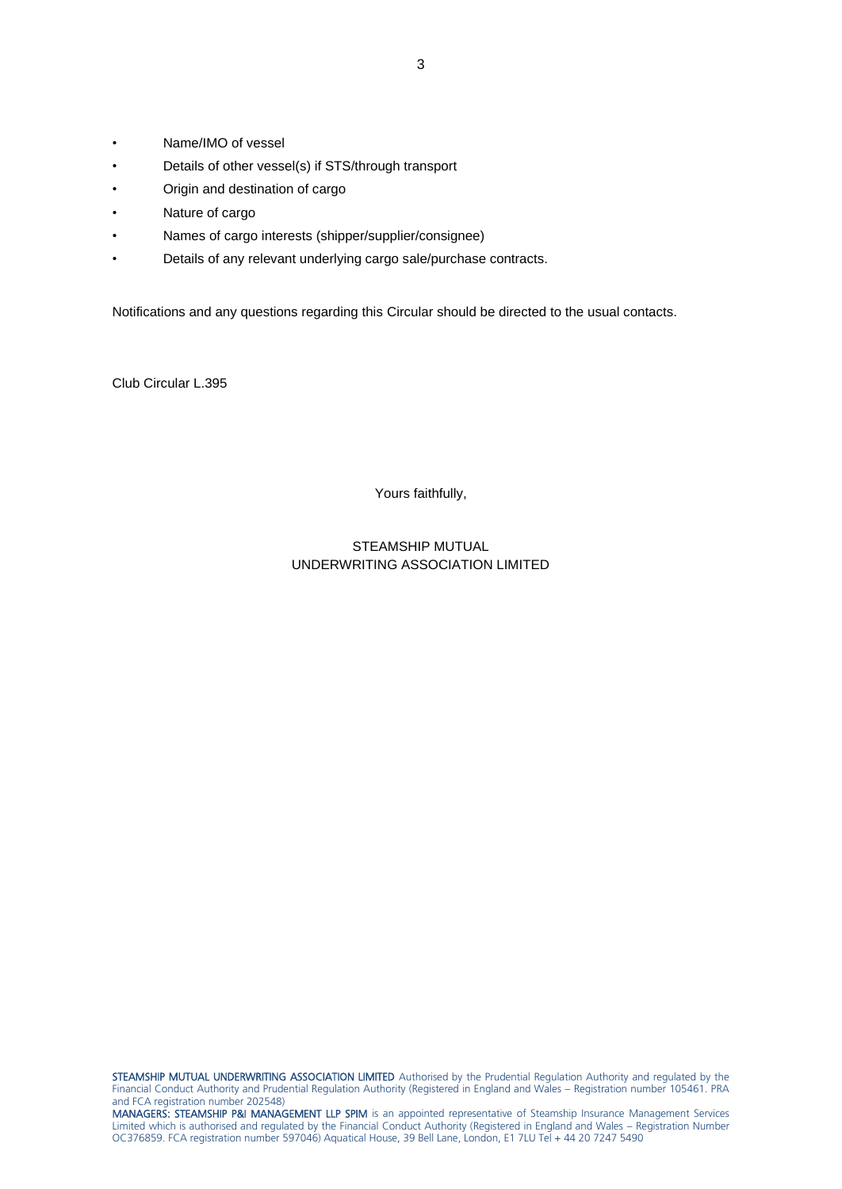- Name/IMO of vessel
- Details of other vessel(s) if STS/through transport
- Origin and destination of cargo
- Nature of cargo
- Names of cargo interests (shipper/supplier/consignee)
- Details of any relevant underlying cargo sale/purchase contracts.

Notifications and any questions regarding this Circular should be directed to the usual contacts.

Club Circular L.395

Yours faithfully,

STEAMSHIP MUTUAL
UNDERWRITING ASSOCIATION LIMITED

**STEAMSHIP MUTUAL UNDERWRITING ASSOCIATION LIMITED** Authorised by the Prudential Regulation Authority and regulated by the Financial Conduct Authority and Prudential Regulation Authority (Registered in England and Wales – Registration number 105461. PRA and FCA registration number 202548)
**MANAGERS: STEAMSHIP P&I MANAGEMENT LLP SPIM** is an appointed representative of Steamship Insurance Management Services Limited which is authorised and regulated by the Financial Conduct Authority (Registered in England and Wales – Registration Number OC376859. FCA registration number 597046) Aquatical House, 39 Bell Lane, London, E1 7LU Tel + 44 20 7247 5490